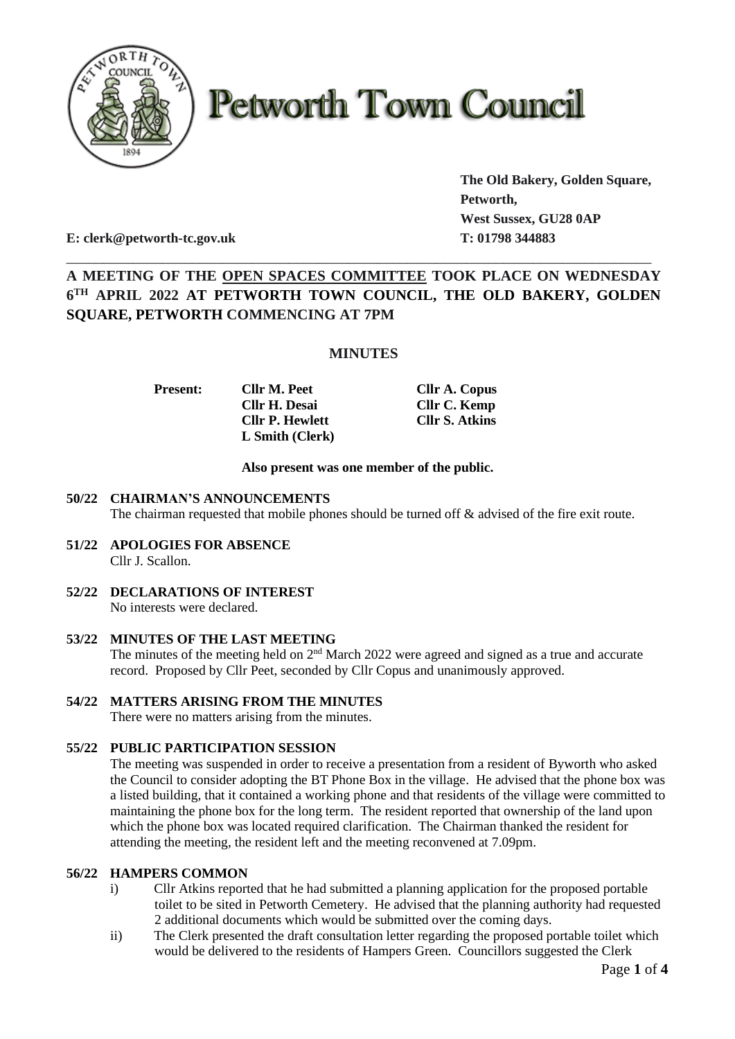# Petworth Town Council

**The Old Bakery, Golden Square,**
**Petworth,**
**West Sussex, GU28 0AP**

**E: clerk@petworth-tc.gov.uk** **T: 01798 344883**

---

**A MEETING OF THE OPEN SPACES COMMITTEE TOOK PLACE ON WEDNESDAY 6TH APRIL 2022 AT PETWORTH TOWN COUNCIL, THE OLD BAKERY, GOLDEN SQUARE, PETWORTH COMMENCING AT 7PM**

## MINUTES

| **Present:** | **Cllr M. Peet** | **Cllr A. Copus** |
|---|---|---|
| | **Cllr H. Desai** | **Cllr C. Kemp** |
| | **Cllr P. Hewlett** | **Cllr S. Atkins** |
| | **L Smith (Clerk)** | |

**Also present was one member of the public.**

**50/22 CHAIRMAN'S ANNOUNCEMENTS**

The chairman requested that mobile phones should be turned off & advised of the fire exit route.

**51/22 APOLOGIES FOR ABSENCE**

Cllr J. Scallon.

**52/22 DECLARATIONS OF INTEREST**

No interests were declared.

**53/22 MINUTES OF THE LAST MEETING**

The minutes of the meeting held on 2nd March 2022 were agreed and signed as a true and accurate record. Proposed by Cllr Peet, seconded by Cllr Copus and unanimously approved.

**54/22 MATTERS ARISING FROM THE MINUTES**

There were no matters arising from the minutes.

**55/22 PUBLIC PARTICIPATION SESSION**

The meeting was suspended in order to receive a presentation from a resident of Byworth who asked the Council to consider adopting the BT Phone Box in the village. He advised that the phone box was a listed building, that it contained a working phone and that residents of the village were committed to maintaining the phone box for the long term. The resident reported that ownership of the land upon which the phone box was located required clarification. The Chairman thanked the resident for attending the meeting, the resident left and the meeting reconvened at 7.09pm.

**56/22 HAMPERS COMMON**

i) Cllr Atkins reported that he had submitted a planning application for the proposed portable toilet to be sited in Petworth Cemetery. He advised that the planning authority had requested 2 additional documents which would be submitted over the coming days.

ii) The Clerk presented the draft consultation letter regarding the proposed portable toilet which would be delivered to the residents of Hampers Green. Councillors suggested the Clerk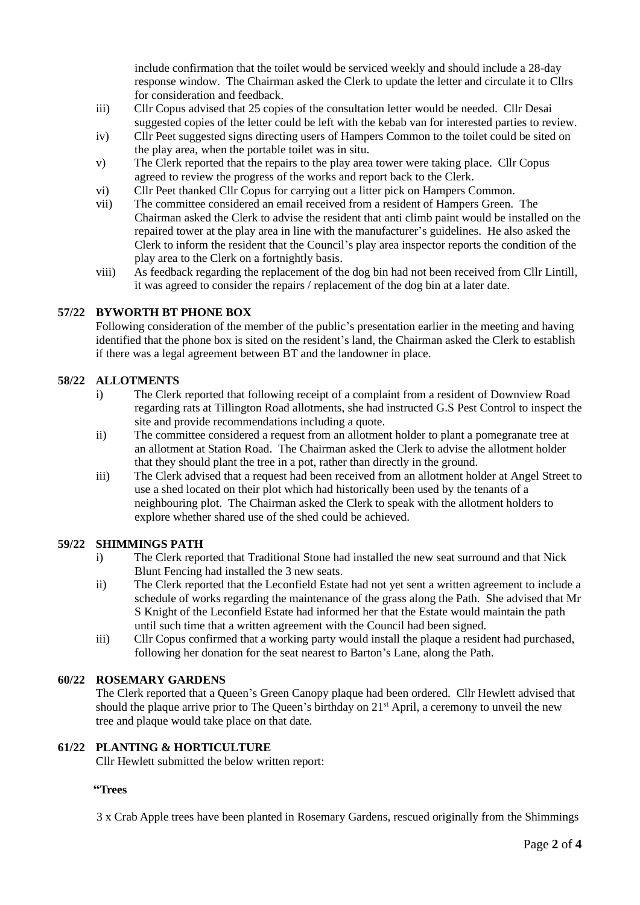include confirmation that the toilet would be serviced weekly and should include a 28-day response window. The Chairman asked the Clerk to update the letter and circulate it to Cllrs for consideration and feedback.

iii) Cllr Copus advised that 25 copies of the consultation letter would be needed. Cllr Desai suggested copies of the letter could be left with the kebab van for interested parties to review.

iv) Cllr Peet suggested signs directing users of Hampers Common to the toilet could be sited on the play area, when the portable toilet was in situ.

v) The Clerk reported that the repairs to the play area tower were taking place. Cllr Copus agreed to review the progress of the works and report back to the Clerk.

vi) Cllr Peet thanked Cllr Copus for carrying out a litter pick on Hampers Common.

vii) The committee considered an email received from a resident of Hampers Green. The Chairman asked the Clerk to advise the resident that anti climb paint would be installed on the repaired tower at the play area in line with the manufacturer's guidelines. He also asked the Clerk to inform the resident that the Council's play area inspector reports the condition of the play area to the Clerk on a fortnightly basis.

viii) As feedback regarding the replacement of the dog bin had not been received from Cllr Lintill, it was agreed to consider the repairs / replacement of the dog bin at a later date.

**57/22 BYWORTH BT PHONE BOX**

Following consideration of the member of the public's presentation earlier in the meeting and having identified that the phone box is sited on the resident's land, the Chairman asked the Clerk to establish if there was a legal agreement between BT and the landowner in place.

**58/22 ALLOTMENTS**

i) The Clerk reported that following receipt of a complaint from a resident of Downview Road regarding rats at Tillington Road allotments, she had instructed G.S Pest Control to inspect the site and provide recommendations including a quote.

ii) The committee considered a request from an allotment holder to plant a pomegranate tree at an allotment at Station Road. The Chairman asked the Clerk to advise the allotment holder that they should plant the tree in a pot, rather than directly in the ground.

iii) The Clerk advised that a request had been received from an allotment holder at Angel Street to use a shed located on their plot which had historically been used by the tenants of a neighbouring plot. The Chairman asked the Clerk to speak with the allotment holders to explore whether shared use of the shed could be achieved.

**59/22 SHIMMINGS PATH**

i) The Clerk reported that Traditional Stone had installed the new seat surround and that Nick Blunt Fencing had installed the 3 new seats.

ii) The Clerk reported that the Leconfield Estate had not yet sent a written agreement to include a schedule of works regarding the maintenance of the grass along the Path. She advised that Mr S Knight of the Leconfield Estate had informed her that the Estate would maintain the path until such time that a written agreement with the Council had been signed.

iii) Cllr Copus confirmed that a working party would install the plaque a resident had purchased, following her donation for the seat nearest to Barton's Lane, along the Path.

**60/22 ROSEMARY GARDENS**

The Clerk reported that a Queen's Green Canopy plaque had been ordered. Cllr Hewlett advised that should the plaque arrive prior to The Queen's birthday on 21st April, a ceremony to unveil the new tree and plaque would take place on that date.

**61/22 PLANTING & HORTICULTURE**

Cllr Hewlett submitted the below written report:

**"Trees**

3 x Crab Apple trees have been planted in Rosemary Gardens, rescued originally from the Shimmings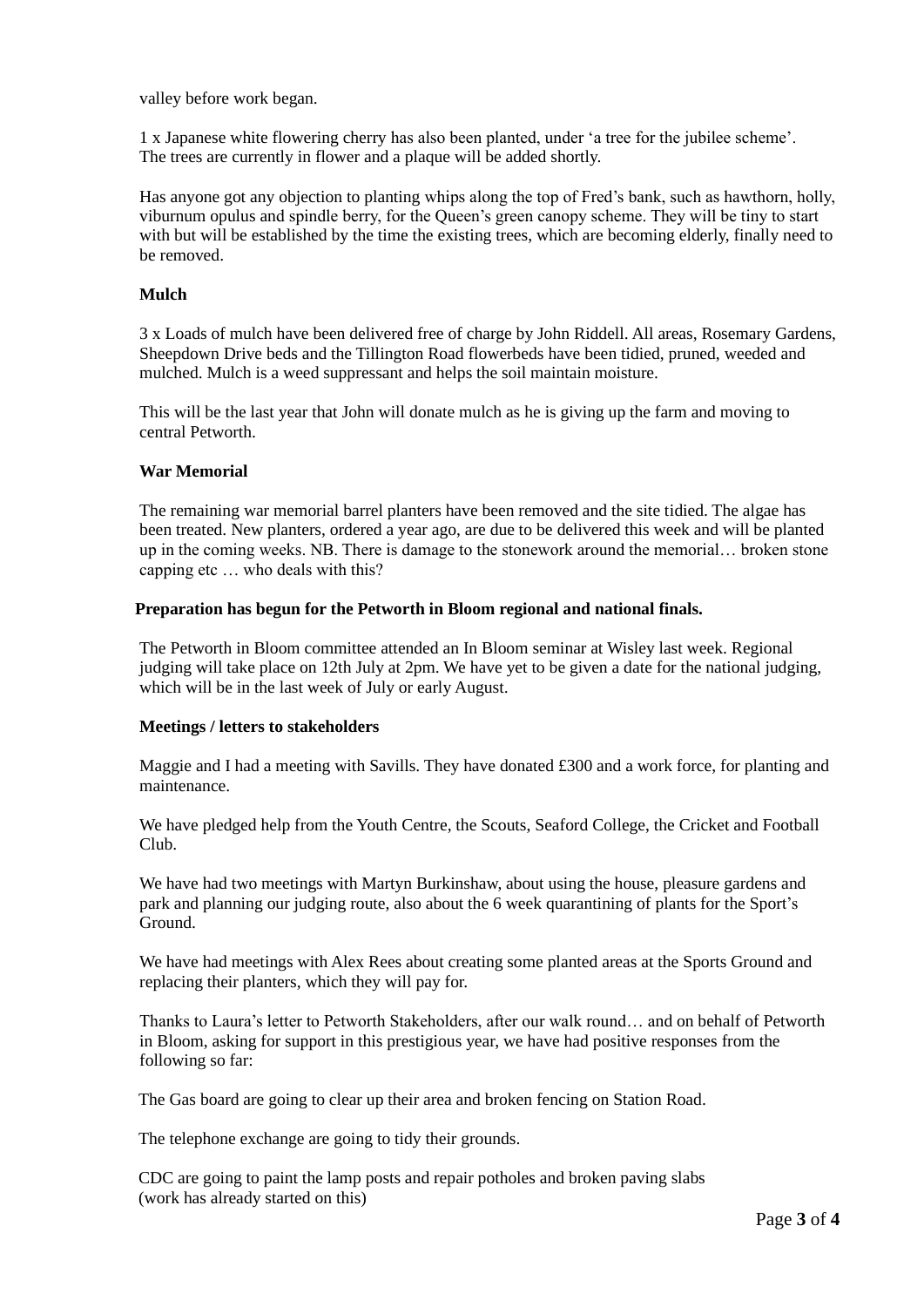valley before work began.

1 x Japanese white flowering cherry has also been planted, under 'a tree for the jubilee scheme'. The trees are currently in flower and a plaque will be added shortly.

Has anyone got any objection to planting whips along the top of Fred's bank, such as hawthorn, holly, viburnum opulus and spindle berry, for the Queen's green canopy scheme. They will be tiny to start with but will be established by the time the existing trees, which are becoming elderly, finally need to be removed.

**Mulch**

3 x Loads of mulch have been delivered free of charge by John Riddell. All areas, Rosemary Gardens, Sheepdown Drive beds and the Tillington Road flowerbeds have been tidied, pruned, weeded and mulched. Mulch is a weed suppressant and helps the soil maintain moisture.

This will be the last year that John will donate mulch as he is giving up the farm and moving to central Petworth.

**War Memorial**

The remaining war memorial barrel planters have been removed and the site tidied. The algae has been treated. New planters, ordered a year ago, are due to be delivered this week and will be planted up in the coming weeks. NB. There is damage to the stonework around the memorial… broken stone capping etc … who deals with this?

**Preparation has begun for the Petworth in Bloom regional and national finals.**

The Petworth in Bloom committee attended an In Bloom seminar at Wisley last week. Regional judging will take place on 12th July at 2pm. We have yet to be given a date for the national judging, which will be in the last week of July or early August.

**Meetings / letters to stakeholders**

Maggie and I had a meeting with Savills. They have donated £300 and a work force, for planting and maintenance.

We have pledged help from the Youth Centre, the Scouts, Seaford College, the Cricket and Football Club.

We have had two meetings with Martyn Burkinshaw, about using the house, pleasure gardens and park and planning our judging route, also about the 6 week quarantining of plants for the Sport's Ground.

We have had meetings with Alex Rees about creating some planted areas at the Sports Ground and replacing their planters, which they will pay for.

Thanks to Laura's letter to Petworth Stakeholders, after our walk round… and on behalf of Petworth in Bloom, asking for support in this prestigious year, we have had positive responses from the following so far:

The Gas board are going to clear up their area and broken fencing on Station Road.

The telephone exchange are going to tidy their grounds.

CDC are going to paint the lamp posts and repair potholes and broken paving slabs (work has already started on this)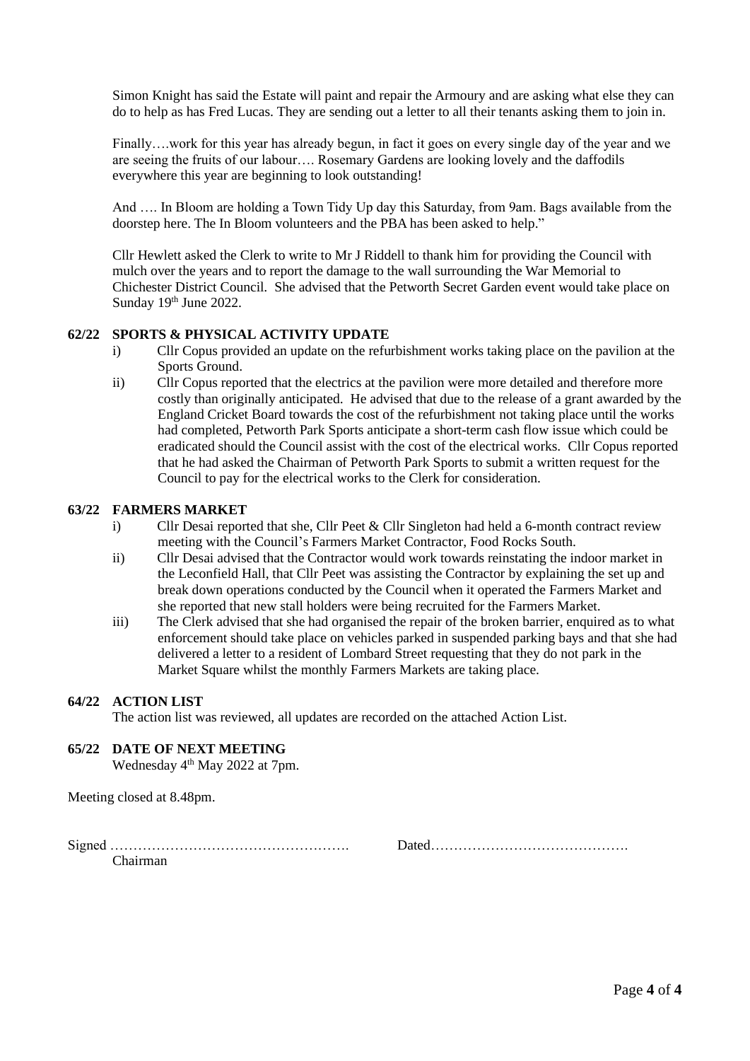Simon Knight has said the Estate will paint and repair the Armoury and are asking what else they can do to help as has Fred Lucas. They are sending out a letter to all their tenants asking them to join in.

Finally….work for this year has already begun, in fact it goes on every single day of the year and we are seeing the fruits of our labour…. Rosemary Gardens are looking lovely and the daffodils everywhere this year are beginning to look outstanding!

And …. In Bloom are holding a Town Tidy Up day this Saturday, from 9am. Bags available from the doorstep here. The In Bloom volunteers and the PBA has been asked to help."

Cllr Hewlett asked the Clerk to write to Mr J Riddell to thank him for providing the Council with mulch over the years and to report the damage to the wall surrounding the War Memorial to Chichester District Council. She advised that the Petworth Secret Garden event would take place on Sunday 19th June 2022.

**62/22 SPORTS & PHYSICAL ACTIVITY UPDATE**

i) Cllr Copus provided an update on the refurbishment works taking place on the pavilion at the Sports Ground.

ii) Cllr Copus reported that the electrics at the pavilion were more detailed and therefore more costly than originally anticipated. He advised that due to the release of a grant awarded by the England Cricket Board towards the cost of the refurbishment not taking place until the works had completed, Petworth Park Sports anticipate a short-term cash flow issue which could be eradicated should the Council assist with the cost of the electrical works. Cllr Copus reported that he had asked the Chairman of Petworth Park Sports to submit a written request for the Council to pay for the electrical works to the Clerk for consideration.

**63/22 FARMERS MARKET**

i) Cllr Desai reported that she, Cllr Peet & Cllr Singleton had held a 6-month contract review meeting with the Council's Farmers Market Contractor, Food Rocks South.

ii) Cllr Desai advised that the Contractor would work towards reinstating the indoor market in the Leconfield Hall, that Cllr Peet was assisting the Contractor by explaining the set up and break down operations conducted by the Council when it operated the Farmers Market and she reported that new stall holders were being recruited for the Farmers Market.

iii) The Clerk advised that she had organised the repair of the broken barrier, enquired as to what enforcement should take place on vehicles parked in suspended parking bays and that she had delivered a letter to a resident of Lombard Street requesting that they do not park in the Market Square whilst the monthly Farmers Markets are taking place.

**64/22 ACTION LIST**

The action list was reviewed, all updates are recorded on the attached Action List.

**65/22 DATE OF NEXT MEETING**

Wednesday 4th May 2022 at 7pm.

Meeting closed at 8.48pm.

Signed ……………………………………………. Dated…………………………………….

Chairman